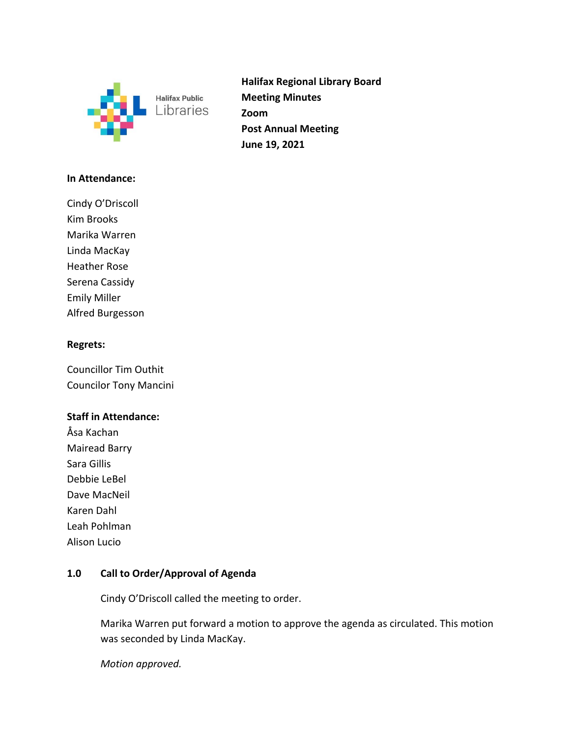**Halifax Regional Library Board**
**Meeting Minutes**
**Zoom**
**Post Annual Meeting**
**June 19, 2021**

**In Attendance:**

Cindy O'Driscoll
Kim Brooks
Marika Warren
Linda MacKay
Heather Rose
Serena Cassidy
Emily Miller
Alfred Burgesson

**Regrets:**

Councillor Tim Outhit
Councilor Tony Mancini

**Staff in Attendance:**

Åsa Kachan
Mairead Barry
Sara Gillis
Debbie LeBel
Dave MacNeil
Karen Dahl
Leah Pohlman
Alison Lucio

## 1.0 Call to Order/Approval of Agenda

Cindy O'Driscoll called the meeting to order.

Marika Warren put forward a motion to approve the agenda as circulated. This motion was seconded by Linda MacKay.

*Motion approved.*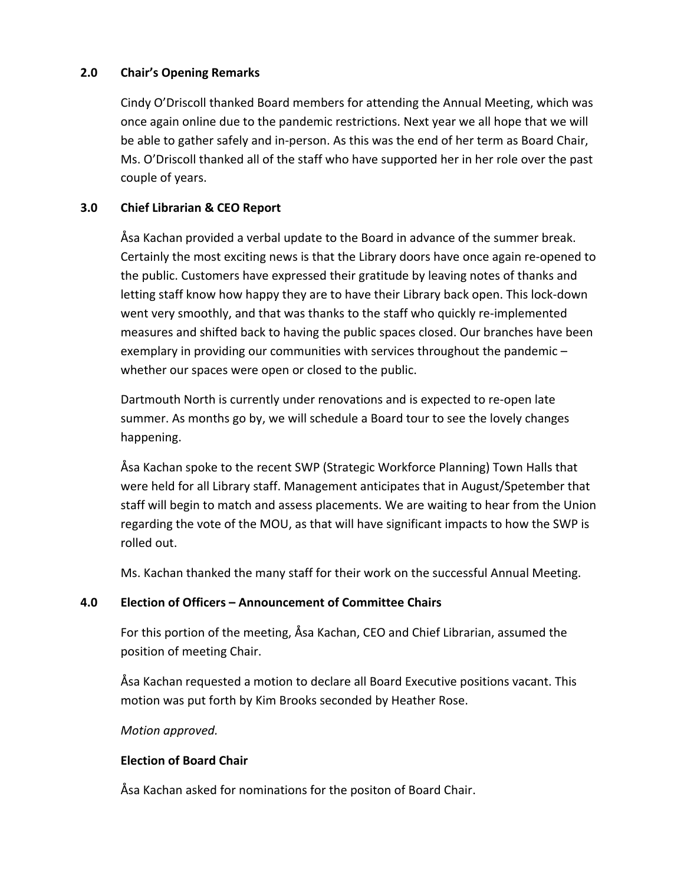## 2.0 Chair's Opening Remarks

Cindy O'Driscoll thanked Board members for attending the Annual Meeting, which was once again online due to the pandemic restrictions. Next year we all hope that we will be able to gather safely and in-person. As this was the end of her term as Board Chair, Ms. O'Driscoll thanked all of the staff who have supported her in her role over the past couple of years.

## 3.0 Chief Librarian & CEO Report

Åsa Kachan provided a verbal update to the Board in advance of the summer break. Certainly the most exciting news is that the Library doors have once again re-opened to the public. Customers have expressed their gratitude by leaving notes of thanks and letting staff know how happy they are to have their Library back open. This lock-down went very smoothly, and that was thanks to the staff who quickly re-implemented measures and shifted back to having the public spaces closed. Our branches have been exemplary in providing our communities with services throughout the pandemic – whether our spaces were open or closed to the public.

Dartmouth North is currently under renovations and is expected to re-open late summer. As months go by, we will schedule a Board tour to see the lovely changes happening.

Åsa Kachan spoke to the recent SWP (Strategic Workforce Planning) Town Halls that were held for all Library staff. Management anticipates that in August/Spetember that staff will begin to match and assess placements. We are waiting to hear from the Union regarding the vote of the MOU, as that will have significant impacts to how the SWP is rolled out.

Ms. Kachan thanked the many staff for their work on the successful Annual Meeting.

## 4.0 Election of Officers – Announcement of Committee Chairs

For this portion of the meeting, Åsa Kachan, CEO and Chief Librarian, assumed the position of meeting Chair.

Åsa Kachan requested a motion to declare all Board Executive positions vacant. This motion was put forth by Kim Brooks seconded by Heather Rose.

*Motion approved.*

### Election of Board Chair

Åsa Kachan asked for nominations for the positon of Board Chair.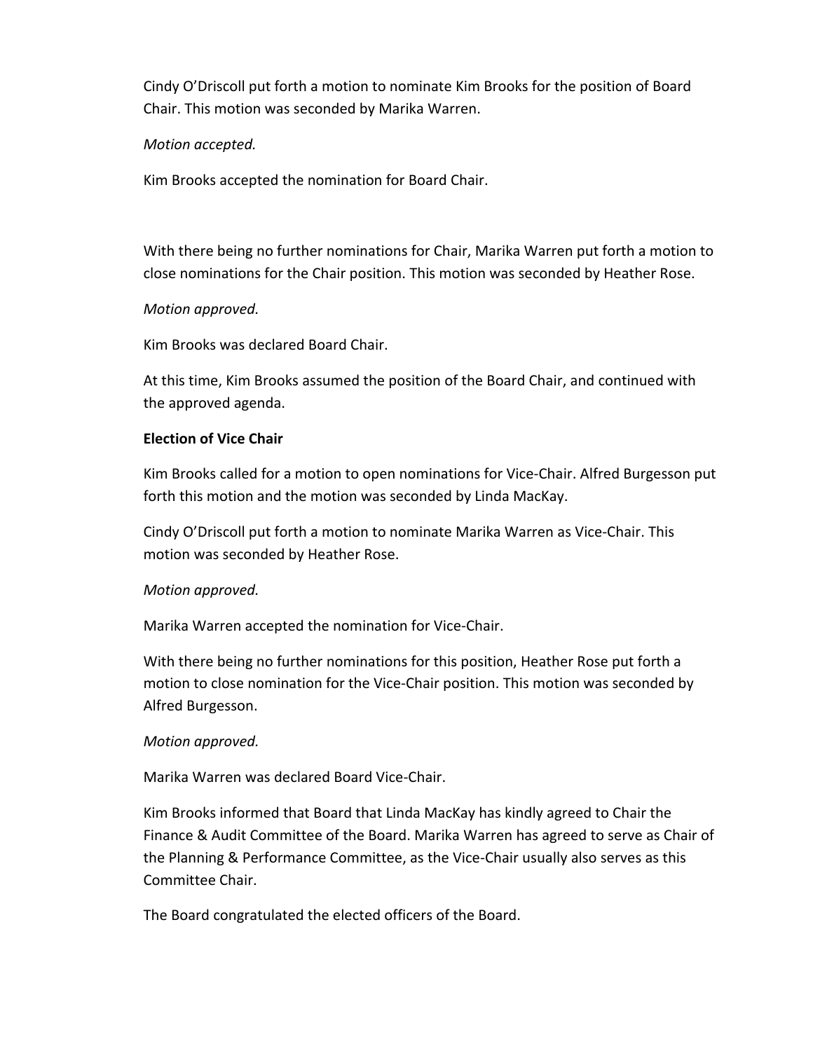Cindy O'Driscoll put forth a motion to nominate Kim Brooks for the position of Board Chair. This motion was seconded by Marika Warren.

*Motion accepted.*

Kim Brooks accepted the nomination for Board Chair.

With there being no further nominations for Chair, Marika Warren put forth a motion to close nominations for the Chair position. This motion was seconded by Heather Rose.

*Motion approved.*

Kim Brooks was declared Board Chair.

At this time, Kim Brooks assumed the position of the Board Chair, and continued with the approved agenda.

**Election of Vice Chair**

Kim Brooks called for a motion to open nominations for Vice-Chair. Alfred Burgesson put forth this motion and the motion was seconded by Linda MacKay.

Cindy O'Driscoll put forth a motion to nominate Marika Warren as Vice-Chair. This motion was seconded by Heather Rose.

*Motion approved.*

Marika Warren accepted the nomination for Vice-Chair.

With there being no further nominations for this position, Heather Rose put forth a motion to close nomination for the Vice-Chair position. This motion was seconded by Alfred Burgesson.

*Motion approved.*

Marika Warren was declared Board Vice-Chair.

Kim Brooks informed that Board that Linda MacKay has kindly agreed to Chair the Finance & Audit Committee of the Board. Marika Warren has agreed to serve as Chair of the Planning & Performance Committee, as the Vice-Chair usually also serves as this Committee Chair.

The Board congratulated the elected officers of the Board.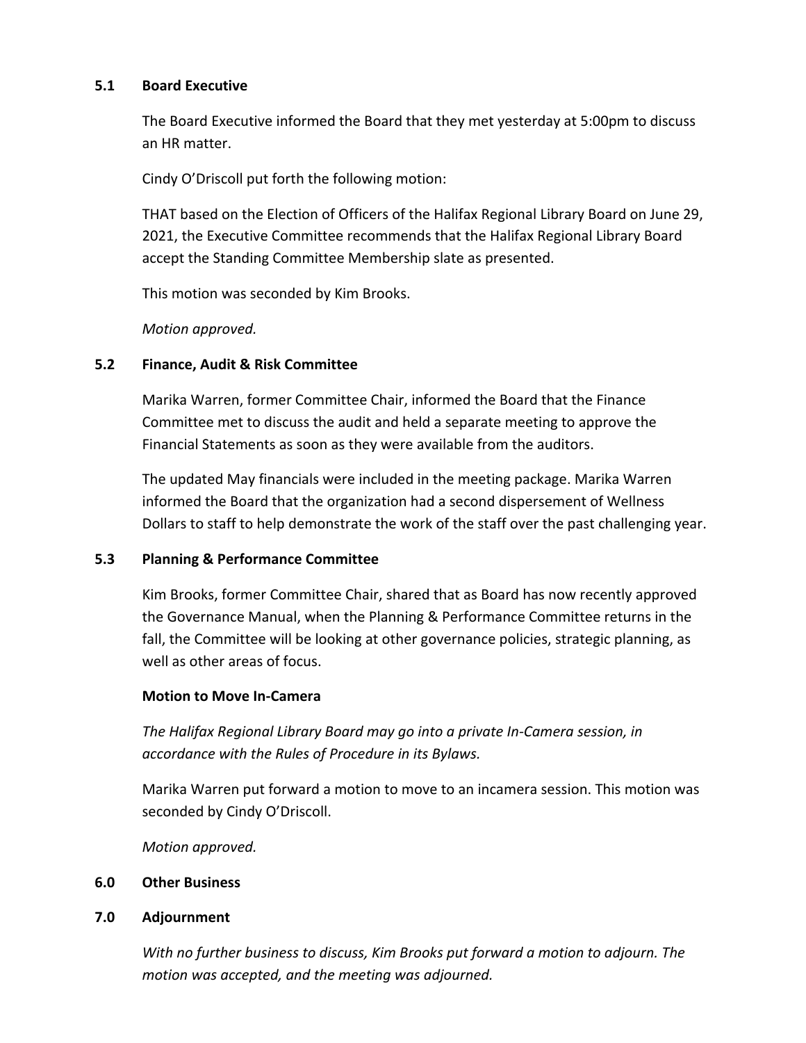### 5.1 Board Executive

The Board Executive informed the Board that they met yesterday at 5:00pm to discuss an HR matter.

Cindy O'Driscoll put forth the following motion:

THAT based on the Election of Officers of the Halifax Regional Library Board on June 29, 2021, the Executive Committee recommends that the Halifax Regional Library Board accept the Standing Committee Membership slate as presented.

This motion was seconded by Kim Brooks.

*Motion approved.*

### 5.2 Finance, Audit & Risk Committee

Marika Warren, former Committee Chair, informed the Board that the Finance Committee met to discuss the audit and held a separate meeting to approve the Financial Statements as soon as they were available from the auditors.

The updated May financials were included in the meeting package. Marika Warren informed the Board that the organization had a second dispersement of Wellness Dollars to staff to help demonstrate the work of the staff over the past challenging year.

### 5.3 Planning & Performance Committee

Kim Brooks, former Committee Chair, shared that as Board has now recently approved the Governance Manual, when the Planning & Performance Committee returns in the fall, the Committee will be looking at other governance policies, strategic planning, as well as other areas of focus.

**Motion to Move In-Camera**

*The Halifax Regional Library Board may go into a private In-Camera session, in accordance with the Rules of Procedure in its Bylaws.*

Marika Warren put forward a motion to move to an incamera session. This motion was seconded by Cindy O'Driscoll.

*Motion approved.*

### 6.0 Other Business

### 7.0 Adjournment

*With no further business to discuss, Kim Brooks put forward a motion to adjourn. The motion was accepted, and the meeting was adjourned.*